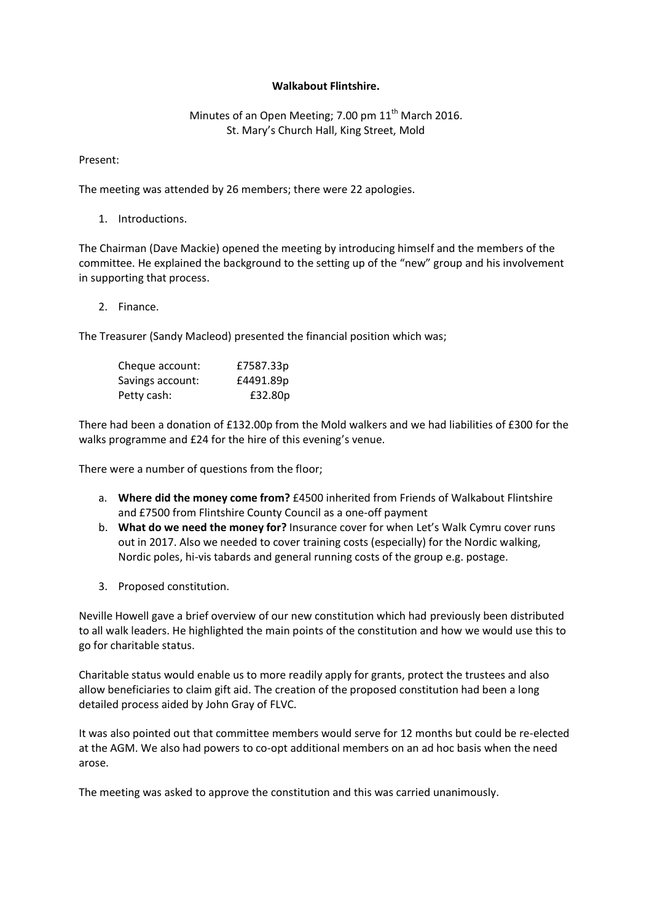**Walkabout Flintshire.**

Minutes of an Open Meeting; 7.00 pm 11th March 2016.
St. Mary's Church Hall, King Street, Mold

Present:

The meeting was attended by 26 members; there were 22 apologies.

1. Introductions.

The Chairman (Dave Mackie) opened the meeting by introducing himself and the members of the committee. He explained the background to the setting up of the "new" group and his involvement in supporting that process.

2. Finance.

The Treasurer (Sandy Macleod) presented the financial position which was;

| | |
|---|---|
| Cheque account: | £7587.33p |
| Savings account: | £4491.89p |
| Petty cash: | £32.80p |

There had been a donation of £132.00p from the Mold walkers and we had liabilities of £300 for the walks programme and £24 for the hire of this evening's venue.

There were a number of questions from the floor;

a. **Where did the money come from?** £4500 inherited from Friends of Walkabout Flintshire and £7500 from Flintshire County Council as a one-off payment
b. **What do we need the money for?** Insurance cover for when Let's Walk Cymru cover runs out in 2017. Also we needed to cover training costs (especially) for the Nordic walking, Nordic poles, hi-vis tabards and general running costs of the group e.g. postage.

3. Proposed constitution.

Neville Howell gave a brief overview of our new constitution which had previously been distributed to all walk leaders. He highlighted the main points of the constitution and how we would use this to go for charitable status.

Charitable status would enable us to more readily apply for grants, protect the trustees and also allow beneficiaries to claim gift aid. The creation of the proposed constitution had been a long detailed process aided by John Gray of FLVC.

It was also pointed out that committee members would serve for 12 months but could be re-elected at the AGM. We also had powers to co-opt additional members on an ad hoc basis when the need arose.

The meeting was asked to approve the constitution and this was carried unanimously.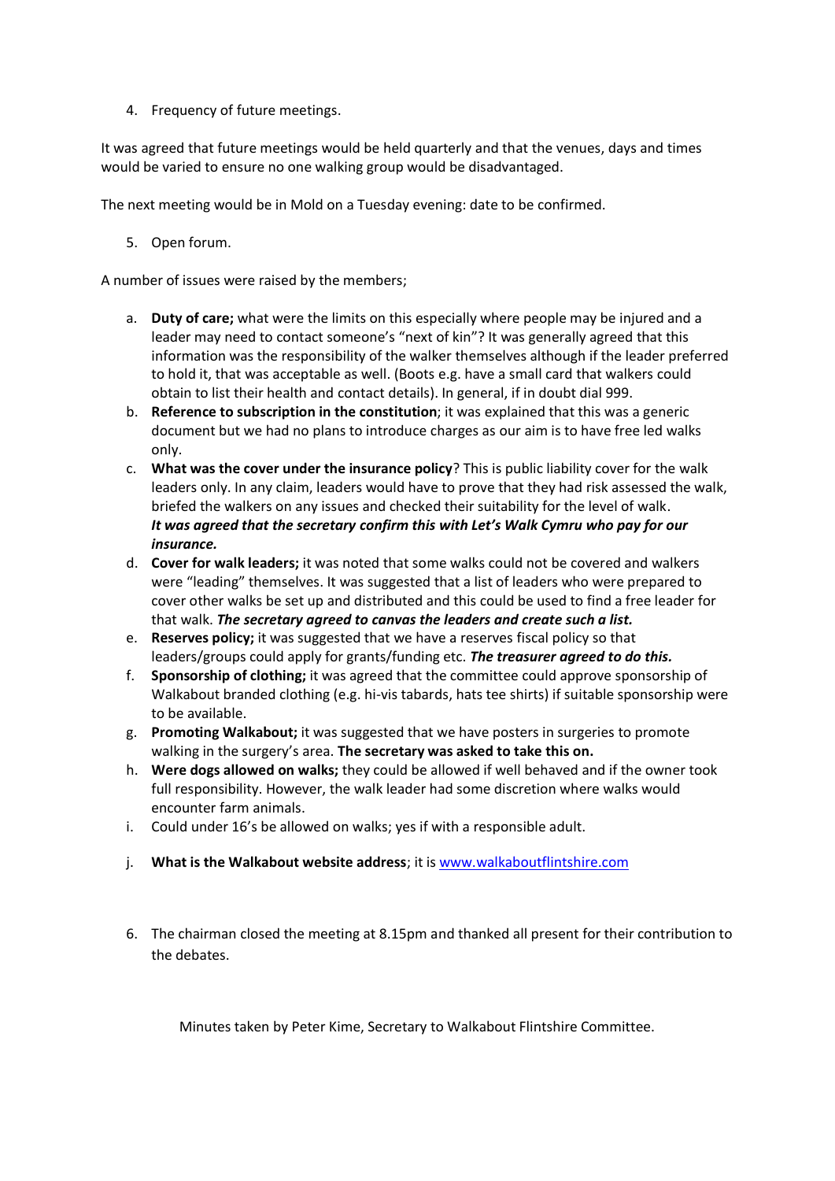4. Frequency of future meetings.

It was agreed that future meetings would be held quarterly and that the venues, days and times would be varied to ensure no one walking group would be disadvantaged.

The next meeting would be in Mold on a Tuesday evening: date to be confirmed.

5. Open forum.

A number of issues were raised by the members;

a. **Duty of care;** what were the limits on this especially where people may be injured and a leader may need to contact someone's "next of kin"? It was generally agreed that this information was the responsibility of the walker themselves although if the leader preferred to hold it, that was acceptable as well. (Boots e.g. have a small card that walkers could obtain to list their health and contact details). In general, if in doubt dial 999.
b. **Reference to subscription in the constitution**; it was explained that this was a generic document but we had no plans to introduce charges as our aim is to have free led walks only.
c. **What was the cover under the insurance policy**? This is public liability cover for the walk leaders only. In any claim, leaders would have to prove that they had risk assessed the walk, briefed the walkers on any issues and checked their suitability for the level of walk. ***It was agreed that the secretary confirm this with Let's Walk Cymru who pay for our insurance.***
d. **Cover for walk leaders;** it was noted that some walks could not be covered and walkers were "leading" themselves. It was suggested that a list of leaders who were prepared to cover other walks be set up and distributed and this could be used to find a free leader for that walk. ***The secretary agreed to canvas the leaders and create such a list.***
e. **Reserves policy;** it was suggested that we have a reserves fiscal policy so that leaders/groups could apply for grants/funding etc. ***The treasurer agreed to do this.***
f. **Sponsorship of clothing;** it was agreed that the committee could approve sponsorship of Walkabout branded clothing (e.g. hi-vis tabards, hats tee shirts) if suitable sponsorship were to be available.
g. **Promoting Walkabout;** it was suggested that we have posters in surgeries to promote walking in the surgery's area. **The secretary was asked to take this on.**
h. **Were dogs allowed on walks;** they could be allowed if well behaved and if the owner took full responsibility. However, the walk leader had some discretion where walks would encounter farm animals.
i. Could under 16's be allowed on walks; yes if with a responsible adult.
j. **What is the Walkabout website address**; it is www.walkaboutflintshire.com

6. The chairman closed the meeting at 8.15pm and thanked all present for their contribution to the debates.

Minutes taken by Peter Kime, Secretary to Walkabout Flintshire Committee.